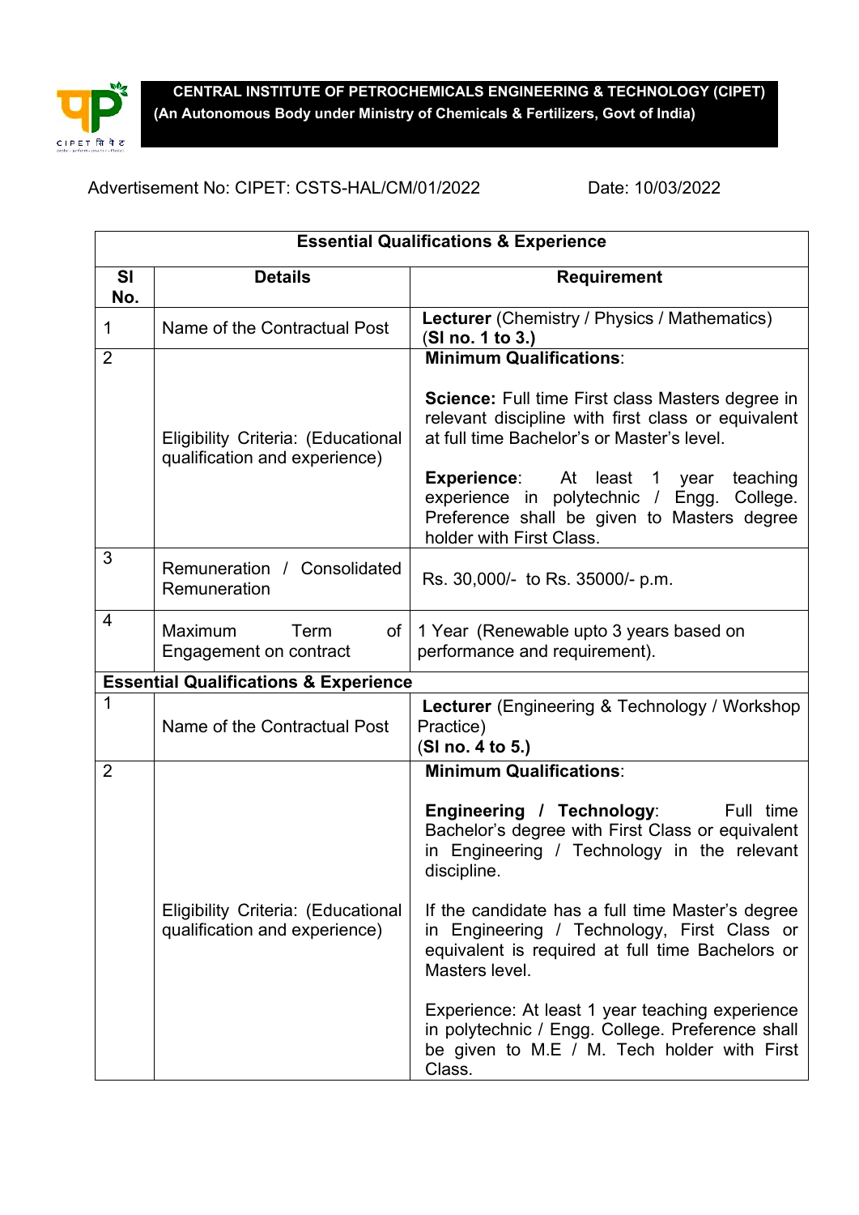**CENTRAL INSTITUTE OF PETROCHEMICALS ENGINEERING & TECHNOLOGY (CIPET)**
**(An Autonomous Body under Ministry of Chemicals & Fertilizers, Govt of India)**

Advertisement No: CIPET: CSTS-HAL/CM/01/2022 Date: 10/03/2022

| Essential Qualifications & Experience | | |
|---|---|---|
| **Sl No.** | **Details** | **Requirement** |
| 1 | Name of the Contractual Post | **Lecturer** (Chemistry / Physics / Mathematics) (**Sl no. 1 to 3.**) |
| 2 | Eligibility Criteria: (Educational qualification and experience) | **Minimum Qualifications**:<br><br>**Science:** Full time First class Masters degree in relevant discipline with first class or equivalent at full time Bachelor's or Master's level.<br><br>**Experience**: At least 1 year teaching experience in polytechnic / Engg. College. Preference shall be given to Masters degree holder with First Class. |
| 3 | Remuneration / Consolidated Remuneration | Rs. 30,000/- to Rs. 35000/- p.m. |
| 4 | Maximum Term of Engagement on contract | 1 Year (Renewable upto 3 years based on performance and requirement). |
| **Essential Qualifications & Experience** | | |
| 1 | Name of the Contractual Post | **Lecturer** (Engineering & Technology / Workshop Practice) (**Sl no. 4 to 5.**) |
| 2 | Eligibility Criteria: (Educational qualification and experience) | **Minimum Qualifications**:<br><br>**Engineering / Technology**: Full time Bachelor's degree with First Class or equivalent in Engineering / Technology in the relevant discipline.<br><br>If the candidate has a full time Master's degree in Engineering / Technology, First Class or equivalent is required at full time Bachelors or Masters level.<br><br>Experience: At least 1 year teaching experience in polytechnic / Engg. College. Preference shall be given to M.E / M. Tech holder with First Class. |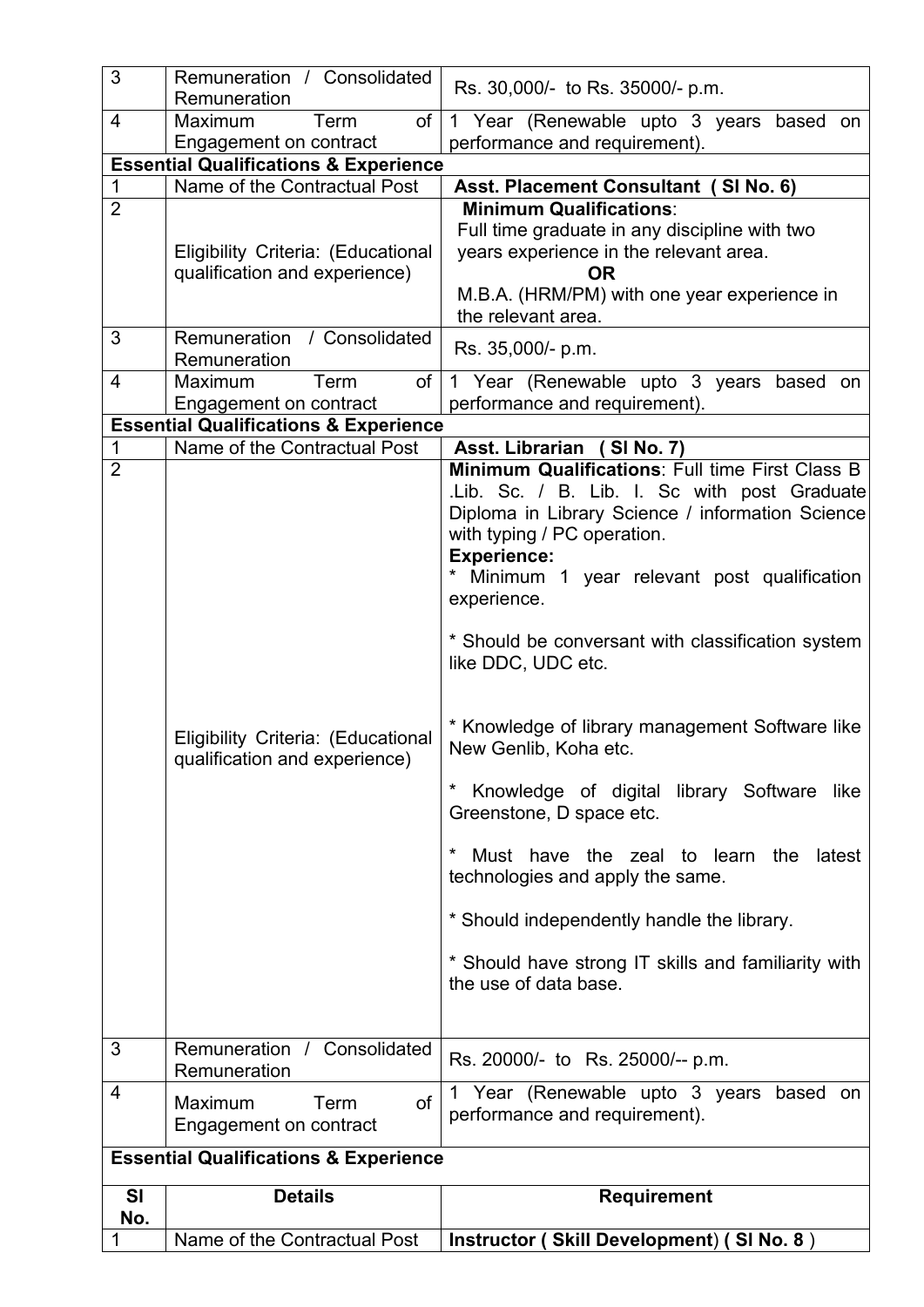| 3 | Remuneration / Consolidated Remuneration | Rs. 30,000/- to Rs. 35000/- p.m. |
|---|---|---|
| 4 | Maximum Term of Engagement on contract | 1 Year (Renewable upto 3 years based on performance and requirement). |

**Essential Qualifications & Experience**

| 1 | Name of the Contractual Post | **Asst. Placement Consultant ( Sl No. 6)** |
|---|---|---|
| 2 | Eligibility Criteria: (Educational qualification and experience) | **Minimum Qualifications**: Full time graduate in any discipline with two years experience in the relevant area. **OR** M.B.A. (HRM/PM) with one year experience in the relevant area. |
| 3 | Remuneration / Consolidated Remuneration | Rs. 35,000/- p.m. |
| 4 | Maximum Term of Engagement on contract | 1 Year (Renewable upto 3 years based on performance and requirement). |

**Essential Qualifications & Experience**

| 1 | Name of the Contractual Post | **Asst. Librarian ( Sl No. 7)** |
|---|---|---|
| 2 | Eligibility Criteria: (Educational qualification and experience) | **Minimum Qualifications**: Full time First Class B .Lib. Sc. / B. Lib. I. Sc with post Graduate Diploma in Library Science / information Science with typing / PC operation.<br>**Experience:**<br>* Minimum 1 year relevant post qualification experience.<br>* Should be conversant with classification system like DDC, UDC etc.<br>* Knowledge of library management Software like New Genlib, Koha etc.<br>* Knowledge of digital library Software like Greenstone, D space etc.<br>* Must have the zeal to learn the latest technologies and apply the same.<br>* Should independently handle the library.<br>* Should have strong IT skills and familiarity with the use of data base. |
| 3 | Remuneration / Consolidated Remuneration | Rs. 20000/- to Rs. 25000/-- p.m. |
| 4 | Maximum Term of Engagement on contract | 1 Year (Renewable upto 3 years based on performance and requirement). |

**Essential Qualifications & Experience**

| Sl No. | Details | Requirement |
|---|---|---|
| 1 | Name of the Contractual Post | **Instructor ( Skill Development) ( Sl No. 8** ) |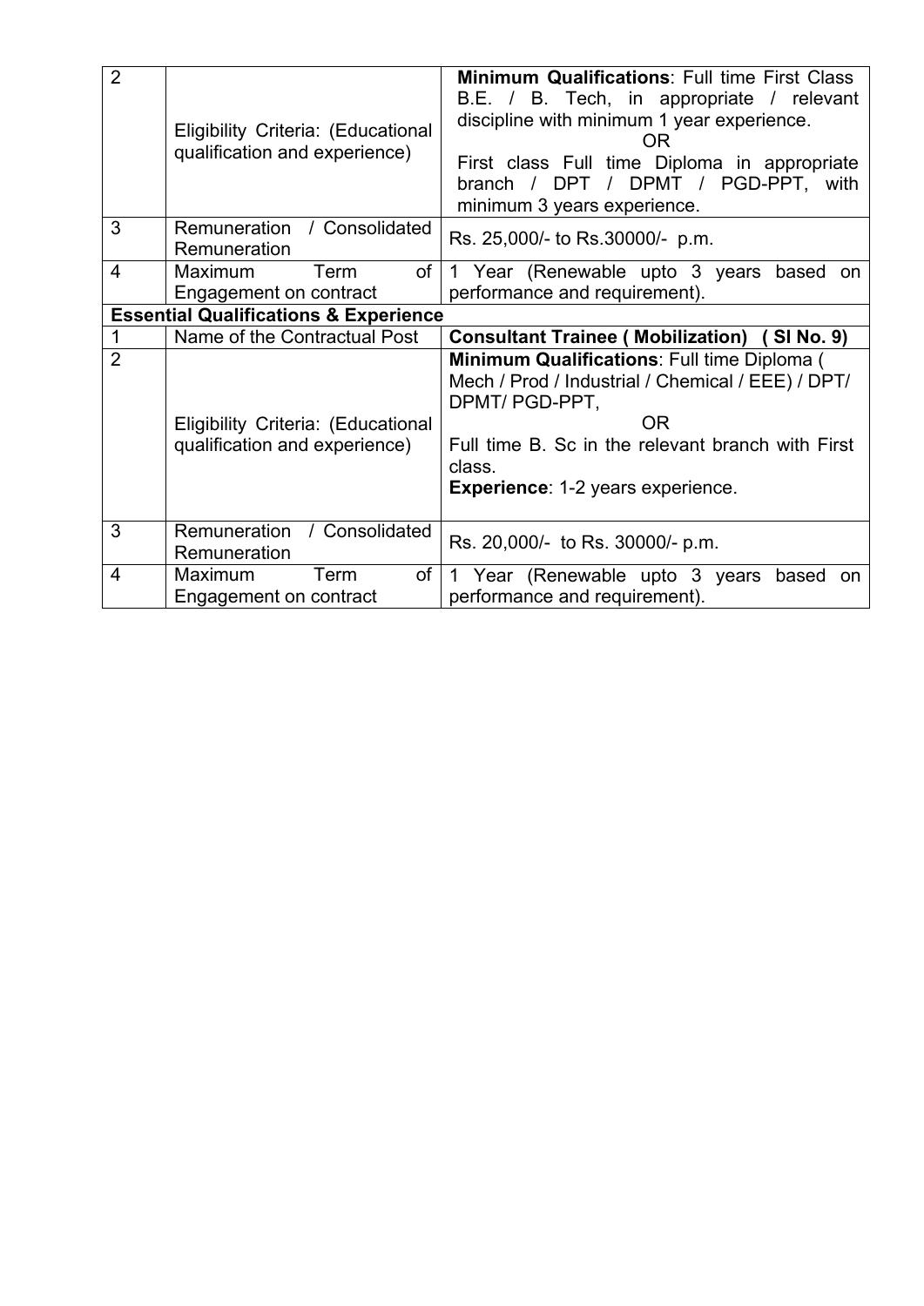| | | |
|---|---|---|
| 2 | Eligibility Criteria: (Educational qualification and experience) | **Minimum Qualifications**: Full time First Class B.E. / B. Tech, in appropriate / relevant discipline with minimum 1 year experience.<br>OR<br>First class Full time Diploma in appropriate branch / DPT / DPMT / PGD-PPT, with minimum 3 years experience. |
| 3 | Remuneration / Consolidated Remuneration | Rs. 25,000/- to Rs.30000/- p.m. |
| 4 | Maximum Term of Engagement on contract | 1 Year (Renewable upto 3 years based on performance and requirement). |
| **Essential Qualifications & Experience** | | |
| 1 | Name of the Contractual Post | **Consultant Trainee ( Mobilization) ( Sl No. 9)** |
| 2 | Eligibility Criteria: (Educational qualification and experience) | **Minimum Qualifications**: Full time Diploma ( Mech / Prod / Industrial / Chemical / EEE) / DPT/ DPMT/ PGD-PPT,<br>OR<br>Full time B. Sc in the relevant branch with First class.<br>**Experience**: 1-2 years experience. |
| 3 | Remuneration / Consolidated Remuneration | Rs. 20,000/- to Rs. 30000/- p.m. |
| 4 | Maximum Term of Engagement on contract | 1 Year (Renewable upto 3 years based on performance and requirement). |